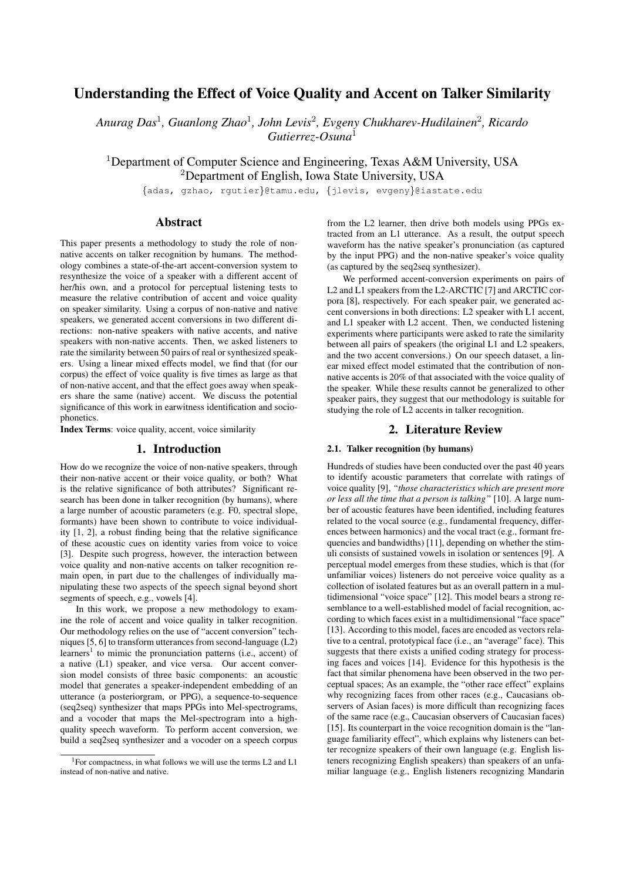# Understanding the Effect of Voice Quality and Accent on Talker Similarity

*Anurag Das*[1], *Guanlong Zhao*[1], *John Levis*[2], *Evgeny Chukharev-Hudilainen*[2], *Ricardo Gutierrez-Osuna*[1]

[1]Department of Computer Science and Engineering, Texas A&M University, USA
[2]Department of English, Iowa State University, USA

{adas, gzhao, rgutier}@tamu.edu, {jlevis, evgeny}@iastate.edu

## Abstract

This paper presents a methodology to study the role of non-native accents on talker recognition by humans. The methodology combines a state-of-the-art accent-conversion system to resynthesize the voice of a speaker with a different accent of her/his own, and a protocol for perceptual listening tests to measure the relative contribution of accent and voice quality on speaker similarity. Using a corpus of non-native and native speakers, we generated accent conversions in two different directions: non-native speakers with native accents, and native speakers with non-native accents. Then, we asked listeners to rate the similarity between 50 pairs of real or synthesized speakers. Using a linear mixed effects model, we find that (for our corpus) the effect of voice quality is five times as large as that of non-native accent, and that the effect goes away when speakers share the same (native) accent. We discuss the potential significance of this work in earwitness identification and sociophonetics.

**Index Terms**: voice quality, accent, voice similarity

## 1. Introduction

How do we recognize the voice of non-native speakers, through their non-native accent or their voice quality, or both? What is the relative significance of both attributes? Significant research has been done in talker recognition (by humans), where a large number of acoustic parameters (e.g. F0, spectral slope, formants) have been shown to contribute to voice individuality [1, 2], a robust finding being that the relative significance of these acoustic cues on identity varies from voice to voice [3]. Despite such progress, however, the interaction between voice quality and non-native accents on talker recognition remain open, in part due to the challenges of individually manipulating these two aspects of the speech signal beyond short segments of speech, e.g., vowels [4].

In this work, we propose a new methodology to examine the role of accent and voice quality in talker recognition. Our methodology relies on the use of "accent conversion" techniques [5, 6] to transform utterances from second-language (L2) learners[1] to mimic the pronunciation patterns (i.e., accent) of a native (L1) speaker, and vice versa. Our accent conversion model consists of three basic components: an acoustic model that generates a speaker-independent embedding of an utterance (a posteriorgram, or PPG), a sequence-to-sequence (seq2seq) synthesizer that maps PPGs into Mel-spectrograms, and a vocoder that maps the Mel-spectrogram into a high-quality speech waveform. To perform accent conversion, we build a seq2seq synthesizer and a vocoder on a speech corpus from the L2 learner, then drive both models using PPGs extracted from an L1 utterance. As a result, the output speech waveform has the native speaker's pronunciation (as captured by the input PPG) and the non-native speaker's voice quality (as captured by the seq2seq synthesizer).

[1]For compactness, in what follows we will use the terms L2 and L1 instead of non-native and native.

We performed accent-conversion experiments on pairs of L2 and L1 speakers from the L2-ARCTIC [7] and ARCTIC corpora [8], respectively. For each speaker pair, we generated accent conversions in both directions: L2 speaker with L1 accent, and L1 speaker with L2 accent. Then, we conducted listening experiments where participants were asked to rate the similarity between all pairs of speakers (the original L1 and L2 speakers, and the two accent conversions.) On our speech dataset, a linear mixed effect model estimated that the contribution of non-native accents is 20% of that associated with the voice quality of the speaker. While these results cannot be generalized to other speaker pairs, they suggest that our methodology is suitable for studying the role of L2 accents in talker recognition.

## 2. Literature Review

### 2.1. Talker recognition (by humans)

Hundreds of studies have been conducted over the past 40 years to identify acoustic parameters that correlate with ratings of voice quality [9], *"those characteristics which are present more or less all the time that a person is talking"* [10]. A large number of acoustic features have been identified, including features related to the vocal source (e.g., fundamental frequency, differences between harmonics) and the vocal tract (e.g., formant frequencies and bandwidths) [11], depending on whether the stimuli consists of sustained vowels in isolation or sentences [9]. A perceptual model emerges from these studies, which is that (for unfamiliar voices) listeners do not perceive voice quality as a collection of isolated features but as an overall pattern in a multidimensional "voice space" [12]. This model bears a strong resemblance to a well-established model of facial recognition, according to which faces exist in a multidimensional "face space" [13]. According to this model, faces are encoded as vectors relative to a central, prototypical face (i.e., an "average" face). This suggests that there exists a unified coding strategy for processing faces and voices [14]. Evidence for this hypothesis is the fact that similar phenomena have been observed in the two perceptual spaces; As an example, the "other race effect" explains why recognizing faces from other races (e.g., Caucasians observers of Asian faces) is more difficult than recognizing faces of the same race (e.g., Caucasian observers of Caucasian faces) [15]. Its counterpart in the voice recognition domain is the "language familiarity effect", which explains why listeners can better recognize speakers of their own language (e.g. English listeners recognizing English speakers) than speakers of an unfamiliar language (e.g., English listeners recognizing Mandarin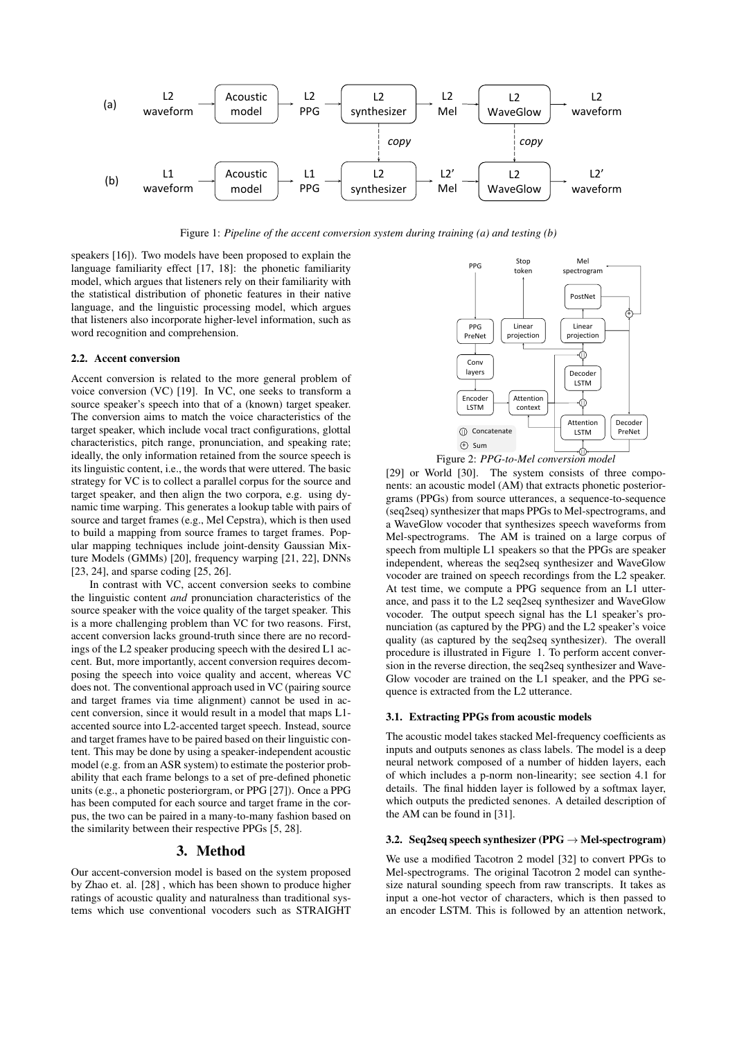Figure 1: *Pipeline of the accent conversion system during training (a) and testing (b)*

speakers [16]). Two models have been proposed to explain the language familiarity effect [17, 18]: the phonetic familiarity model, which argues that listeners rely on their familiarity with the statistical distribution of phonetic features in their native language, and the linguistic processing model, which argues that listeners also incorporate higher-level information, such as word recognition and comprehension.

### 2.2. Accent conversion

Accent conversion is related to the more general problem of voice conversion (VC) [19]. In VC, one seeks to transform a source speaker's speech into that of a (known) target speaker. The conversion aims to match the voice characteristics of the target speaker, which include vocal tract configurations, glottal characteristics, pitch range, pronunciation, and speaking rate; ideally, the only information retained from the source speech is its linguistic content, i.e., the words that were uttered. The basic strategy for VC is to collect a parallel corpus for the source and target speaker, and then align the two corpora, e.g. using dynamic time warping. This generates a lookup table with pairs of source and target frames (e.g., Mel Cepstra), which is then used to build a mapping from source frames to target frames. Popular mapping techniques include joint-density Gaussian Mixture Models (GMMs) [20], frequency warping [21, 22], DNNs [23, 24], and sparse coding [25, 26].

In contrast with VC, accent conversion seeks to combine the linguistic content *and* pronunciation characteristics of the source speaker with the voice quality of the target speaker. This is a more challenging problem than VC for two reasons. First, accent conversion lacks ground-truth since there are no recordings of the L2 speaker producing speech with the desired L1 accent. But, more importantly, accent conversion requires decomposing the speech into voice quality and accent, whereas VC does not. The conventional approach used in VC (pairing source and target frames via time alignment) cannot be used in accent conversion, since it would result in a model that maps L1-accented source into L2-accented target speech. Instead, source and target frames have to be paired based on their linguistic content. This may be done by using a speaker-independent acoustic model (e.g. from an ASR system) to estimate the posterior probability that each frame belongs to a set of pre-defined phonetic units (e.g., a phonetic posteriorgram, or PPG [27]). Once a PPG has been computed for each source and target frame in the corpus, the two can be paired in a many-to-many fashion based on the similarity between their respective PPGs [5, 28].

## 3. Method

Our accent-conversion model is based on the system proposed by Zhao et. al. [28] , which has been shown to produce higher ratings of acoustic quality and naturalness than traditional systems which use conventional vocoders such as STRAIGHT [29] or World [30]. The system consists of three components: an acoustic model (AM) that extracts phonetic posteriorgrams (PPGs) from source utterances, a sequence-to-sequence (seq2seq) synthesizer that maps PPGs to Mel-spectrograms, and a WaveGlow vocoder that synthesizes speech waveforms from Mel-spectrograms. The AM is trained on a large corpus of speech from multiple L1 speakers so that the PPGs are speaker independent, whereas the seq2seq synthesizer and WaveGlow vocoder are trained on speech recordings from the L2 speaker. At test time, we compute a PPG sequence from an L1 utterance, and pass it to the L2 seq2seq synthesizer and WaveGlow vocoder. The output speech signal has the L1 speaker's pronunciation (as captured by the PPG) and the L2 speaker's voice quality (as captured by the seq2seq synthesizer). The overall procedure is illustrated in Figure 1. To perform accent conversion in the reverse direction, the seq2seq synthesizer and WaveGlow vocoder are trained on the L1 speaker, and the PPG sequence is extracted from the L2 utterance.

Figure 2: *PPG-to-Mel conversion model*

### 3.1. Extracting PPGs from acoustic models

The acoustic model takes stacked Mel-frequency coefficients as inputs and outputs senones as class labels. The model is a deep neural network composed of a number of hidden layers, each of which includes a p-norm non-linearity; see section 4.1 for details. The final hidden layer is followed by a softmax layer, which outputs the predicted senones. A detailed description of the AM can be found in [31].

### 3.2. Seq2seq speech synthesizer (PPG → Mel-spectrogram)

We use a modified Tacotron 2 model [32] to convert PPGs to Mel-spectrograms. The original Tacotron 2 model can synthesize natural sounding speech from raw transcripts. It takes as input a one-hot vector of characters, which is then passed to an encoder LSTM. This is followed by an attention network,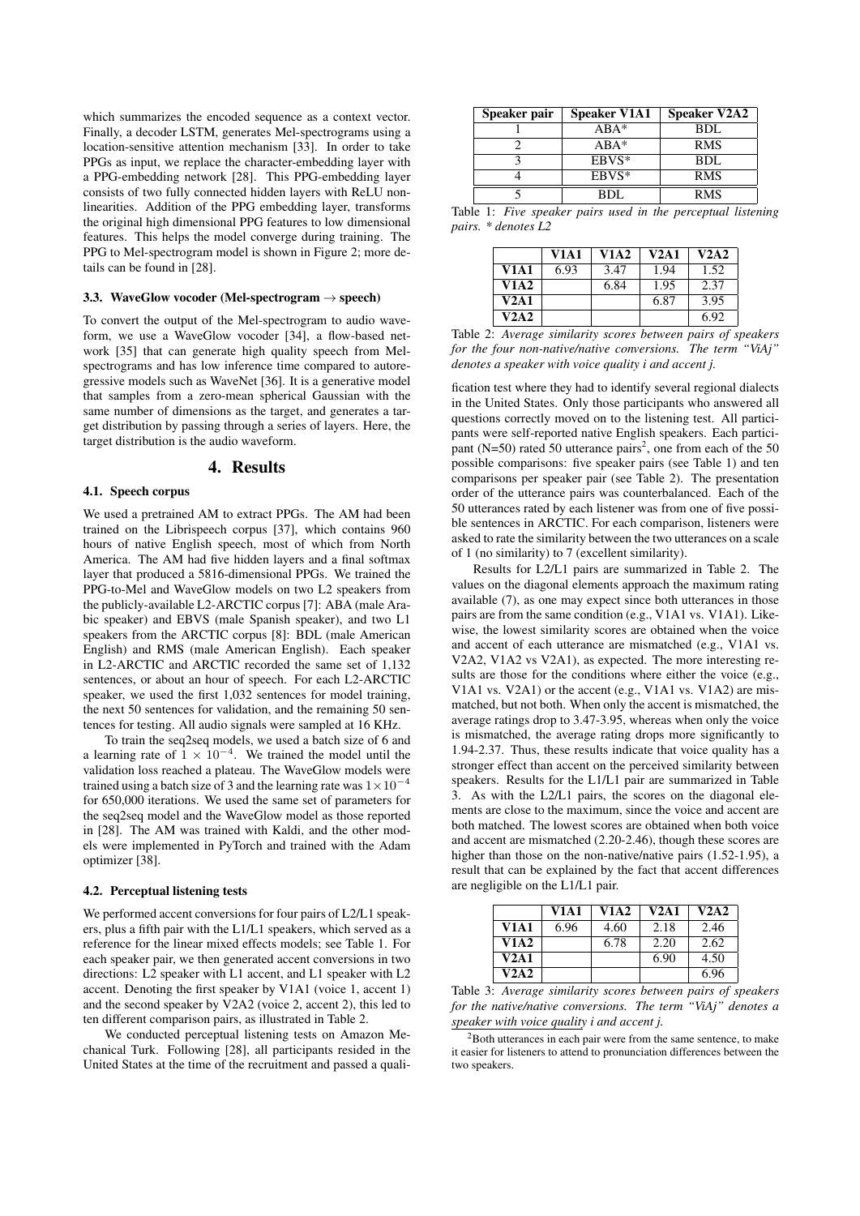which summarizes the encoded sequence as a context vector. Finally, a decoder LSTM, generates Mel-spectrograms using a location-sensitive attention mechanism [33]. In order to take PPGs as input, we replace the character-embedding layer with a PPG-embedding network [28]. This PPG-embedding layer consists of two fully connected hidden layers with ReLU non-linearities. Addition of the PPG embedding layer, transforms the original high dimensional PPG features to low dimensional features. This helps the model converge during training. The PPG to Mel-spectrogram model is shown in Figure 2; more details can be found in [28].

### 3.3. WaveGlow vocoder (Mel-spectrogram → speech)

To convert the output of the Mel-spectrogram to audio waveform, we use a WaveGlow vocoder [34], a flow-based network [35] that can generate high quality speech from Mel-spectrograms and has low inference time compared to autoregressive models such as WaveNet [36]. It is a generative model that samples from a zero-mean spherical Gaussian with the same number of dimensions as the target, and generates a target distribution by passing through a series of layers. Here, the target distribution is the audio waveform.

## 4. Results

### 4.1. Speech corpus

We used a pretrained AM to extract PPGs. The AM had been trained on the Librispeech corpus [37], which contains 960 hours of native English speech, most of which from North America. The AM had five hidden layers and a final softmax layer that produced a 5816-dimensional PPGs. We trained the PPG-to-Mel and WaveGlow models on two L2 speakers from the publicly-available L2-ARCTIC corpus [7]: ABA (male Arabic speaker) and EBVS (male Spanish speaker), and two L1 speakers from the ARCTIC corpus [8]: BDL (male American English) and RMS (male American English). Each speaker in L2-ARCTIC and ARCTIC recorded the same set of 1,132 sentences, or about an hour of speech. For each L2-ARCTIC speaker, we used the first 1,032 sentences for model training, the next 50 sentences for validation, and the remaining 50 sentences for testing. All audio signals were sampled at 16 KHz.

To train the seq2seq models, we used a batch size of 6 and a learning rate of $1 \times 10^{-4}$. We trained the model until the validation loss reached a plateau. The WaveGlow models were trained using a batch size of 3 and the learning rate was $1\times10^{-4}$ for 650,000 iterations. We used the same set of parameters for the seq2seq model and the WaveGlow model as those reported in [28]. The AM was trained with Kaldi, and the other models were implemented in PyTorch and trained with the Adam optimizer [38].

### 4.2. Perceptual listening tests

We performed accent conversions for four pairs of L2/L1 speakers, plus a fifth pair with the L1/L1 speakers, which served as a reference for the linear mixed effects models; see Table 1. For each speaker pair, we then generated accent conversions in two directions: L2 speaker with L1 accent, and L1 speaker with L2 accent. Denoting the first speaker by V1A1 (voice 1, accent 1) and the second speaker by V2A2 (voice 2, accent 2), this led to ten different comparison pairs, as illustrated in Table 2.

We conducted perceptual listening tests on Amazon Mechanical Turk. Following [28], all participants resided in the United States at the time of the recruitment and passed a qualification test where they had to identify several regional dialects in the United States. Only those participants who answered all questions correctly moved on to the listening test. All participants were self-reported native English speakers. Each participant (N=50) rated 50 utterance pairs[2], one from each of the 50 possible comparisons: five speaker pairs (see Table 1) and ten comparisons per speaker pair (see Table 2). The presentation order of the utterance pairs was counterbalanced. Each of the 50 utterances rated by each listener was from one of five possible sentences in ARCTIC. For each comparison, listeners were asked to rate the similarity between the two utterances on a scale of 1 (no similarity) to 7 (excellent similarity).

| Speaker pair | Speaker V1A1 | Speaker V2A2 |
|---|---|---|
| 1 | ABA* | BDL |
| 2 | ABA* | RMS |
| 3 | EBVS* | BDL |
| 4 | EBVS* | RMS |
| 5 | BDL | RMS |

Table 1: *Five speaker pairs used in the perceptual listening pairs. * denotes L2*

| | V1A1 | V1A2 | V2A1 | V2A2 |
|---|---|---|---|---|
| **V1A1** | 6.93 | 3.47 | 1.94 | 1.52 |
| **V1A2** | | 6.84 | 1.95 | 2.37 |
| **V2A1** | | | 6.87 | 3.95 |
| **V2A2** | | | | 6.92 |

Table 2: *Average similarity scores between pairs of speakers for the four non-native/native conversions. The term "ViAj" denotes a speaker with voice quality i and accent j.*

Results for L2/L1 pairs are summarized in Table 2. The values on the diagonal elements approach the maximum rating available (7), as one may expect since both utterances in those pairs are from the same condition (e.g., V1A1 vs. V1A1). Likewise, the lowest similarity scores are obtained when the voice and accent of each utterance are mismatched (e.g., V1A1 vs. V2A2, V1A2 vs V2A1), as expected. The more interesting results are those for the conditions where either the voice (e.g., V1A1 vs. V2A1) or the accent (e.g., V1A1 vs. V1A2) are mismatched, but not both. When only the accent is mismatched, the average ratings drop to 3.47-3.95, whereas when only the voice is mismatched, the average rating drops more significantly to 1.94-2.37. Thus, these results indicate that voice quality has a stronger effect than accent on the perceived similarity between speakers. Results for the L1/L1 pair are summarized in Table 3. As with the L2/L1 pairs, the scores on the diagonal elements are close to the maximum, since the voice and accent are both matched. The lowest scores are obtained when both voice and accent are mismatched (2.20-2.46), though these scores are higher than those on the non-native/native pairs (1.52-1.95), a result that can be explained by the fact that accent differences are negligible on the L1/L1 pair.

| | V1A1 | V1A2 | V2A1 | V2A2 |
|---|---|---|---|---|
| **V1A1** | 6.96 | 4.60 | 2.18 | 2.46 |
| **V1A2** | | 6.78 | 2.20 | 2.62 |
| **V2A1** | | | 6.90 | 4.50 |
| **V2A2** | | | | 6.96 |

Table 3: *Average similarity scores between pairs of speakers for the native/native conversions. The term "ViAj" denotes a speaker with voice quality i and accent j.*

[2] Both utterances in each pair were from the same sentence, to make it easier for listeners to attend to pronunciation differences between the two speakers.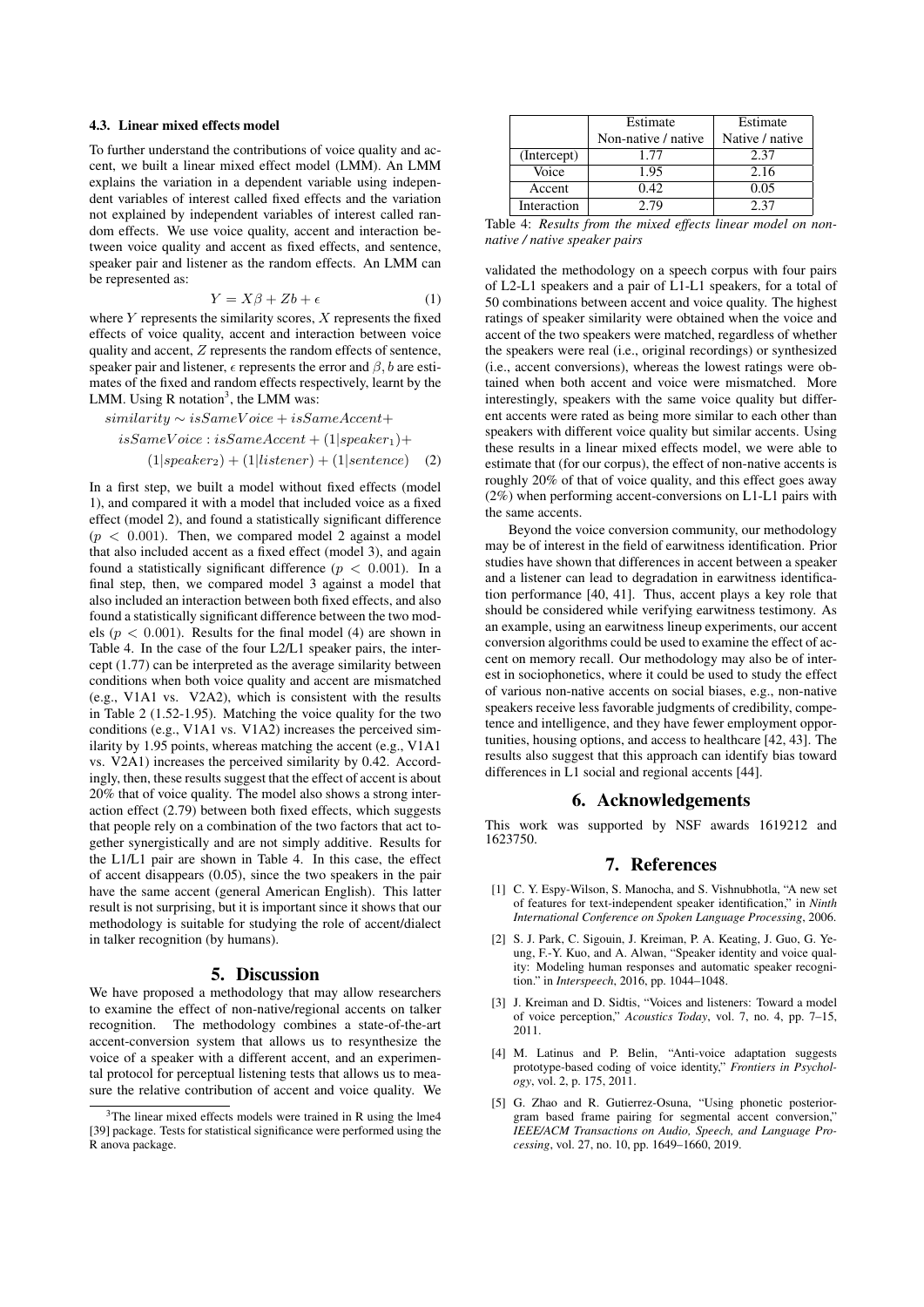### 4.3. Linear mixed effects model

To further understand the contributions of voice quality and accent, we built a linear mixed effect model (LMM). An LMM explains the variation in a dependent variable using independent variables of interest called fixed effects and the variation not explained by independent variables of interest called random effects. We use voice quality, accent and interaction between voice quality and accent as fixed effects, and sentence, speaker pair and listener as the random effects. An LMM can be represented as:

$$Y = X\beta + Zb + \epsilon \quad (1)$$

where $Y$ represents the similarity scores, $X$ represents the fixed effects of voice quality, accent and interaction between voice quality and accent, $Z$ represents the random effects of sentence, speaker pair and listener, $\epsilon$ represents the error and $\beta, b$ are estimates of the fixed and random effects respectively, learnt by the LMM. Using R notation[3], the LMM was:

$$\begin{aligned} &similarity \sim isSameVoice + isSameAccent + \\ &isSameVoice : isSameAccent + (1|speaker_1) + \\ &(1|speaker_2) + (1|listener) + (1|sentence) \quad (2) \end{aligned}$$

In a first step, we built a model without fixed effects (model 1), and compared it with a model that included voice as a fixed effect (model 2), and found a statistically significant difference ($p < 0.001$). Then, we compared model 2 against a model that also included accent as a fixed effect (model 3), and again found a statistically significant difference ($p < 0.001$). In a final step, then, we compared model 3 against a model that also included an interaction between both fixed effects, and also found a statistically significant difference between the two models ($p < 0.001$). Results for the final model (4) are shown in Table 4. In the case of the four L2/L1 speaker pairs, the intercept (1.77) can be interpreted as the average similarity between conditions when both voice quality and accent are mismatched (e.g., V1A1 vs. V2A2), which is consistent with the results in Table 2 (1.52-1.95). Matching the voice quality for the two conditions (e.g., V1A1 vs. V1A2) increases the perceived similarity by 1.95 points, whereas matching the accent (e.g., V1A1 vs. V2A1) increases the perceived similarity by 0.42. Accordingly, then, these results suggest that the effect of accent is about 20% that of voice quality. The model also shows a strong interaction effect (2.79) between both fixed effects, which suggests that people rely on a combination of the two factors that act together synergistically and are not simply additive. Results for the L1/L1 pair are shown in Table 4. In this case, the effect of accent disappears (0.05), since the two speakers in the pair have the same accent (general American English). This latter result is not surprising, but it is important since it shows that our methodology is suitable for studying the role of accent/dialect in talker recognition (by humans).

## 5. Discussion

We have proposed a methodology that may allow researchers to examine the effect of non-native/regional accents on talker recognition. The methodology combines a state-of-the-art accent-conversion system that allows us to resynthesize the voice of a speaker with a different accent, and an experimental protocol for perceptual listening tests that allows us to measure the relative contribution of accent and voice quality. We validated the methodology on a speech corpus with four pairs of L2-L1 speakers and a pair of L1-L1 speakers, for a total of 50 combinations between accent and voice quality. The highest ratings of speaker similarity were obtained when the voice and accent of the two speakers were matched, regardless of whether the speakers were real (i.e., original recordings) or synthesized (i.e., accent conversions), whereas the lowest ratings were obtained when both accent and voice were mismatched. More interestingly, speakers with the same voice quality but different accents were rated as being more similar to each other than speakers with different voice quality but similar accents. Using these results in a linear mixed effects model, we were able to estimate that (for our corpus), the effect of non-native accents is roughly 20% of that of voice quality, and this effect goes away (2%) when performing accent-conversions on L1-L1 pairs with the same accents.

|  | Estimate Non-native / native | Estimate Native / native |
|---|---|---|
| (Intercept) | 1.77 | 2.37 |
| Voice | 1.95 | 2.16 |
| Accent | 0.42 | 0.05 |
| Interaction | 2.79 | 2.37 |

Table 4: *Results from the mixed effects linear model on non-native / native speaker pairs*

Beyond the voice conversion community, our methodology may be of interest in the field of earwitness identification. Prior studies have shown that differences in accent between a speaker and a listener can lead to degradation in earwitness identification performance [40, 41]. Thus, accent plays a key role that should be considered while verifying earwitness testimony. As an example, using an earwitness lineup experiments, our accent conversion algorithms could be used to examine the effect of accent on memory recall. Our methodology may also be of interest in sociophonetics, where it could be used to study the effect of various non-native accents on social biases, e.g., non-native speakers receive less favorable judgments of credibility, competence and intelligence, and they have fewer employment opportunities, housing options, and access to healthcare [42, 43]. The results also suggest that this approach can identify bias toward differences in L1 social and regional accents [44].

## 6. Acknowledgements

This work was supported by NSF awards 1619212 and 1623750.

## 7. References

- [1] C. Y. Espy-Wilson, S. Manocha, and S. Vishnubhotla, "A new set of features for text-independent speaker identification," in *Ninth International Conference on Spoken Language Processing*, 2006.
- [2] S. J. Park, C. Sigouin, J. Kreiman, P. A. Keating, J. Guo, G. Yeung, F.-Y. Kuo, and A. Alwan, "Speaker identity and voice quality: Modeling human responses and automatic speaker recognition." in *Interspeech*, 2016, pp. 1044–1048.
- [3] J. Kreiman and D. Sidtis, "Voices and listeners: Toward a model of voice perception," *Acoustics Today*, vol. 7, no. 4, pp. 7–15, 2011.
- [4] M. Latinus and P. Belin, "Anti-voice adaptation suggests prototype-based coding of voice identity," *Frontiers in Psychology*, vol. 2, p. 175, 2011.
- [5] G. Zhao and R. Gutierrez-Osuna, "Using phonetic posteriorgram based frame pairing for segmental accent conversion," *IEEE/ACM Transactions on Audio, Speech, and Language Processing*, vol. 27, no. 10, pp. 1649–1660, 2019.

[3]The linear mixed effects models were trained in R using the lme4 [39] package. Tests for statistical significance were performed using the R anova package.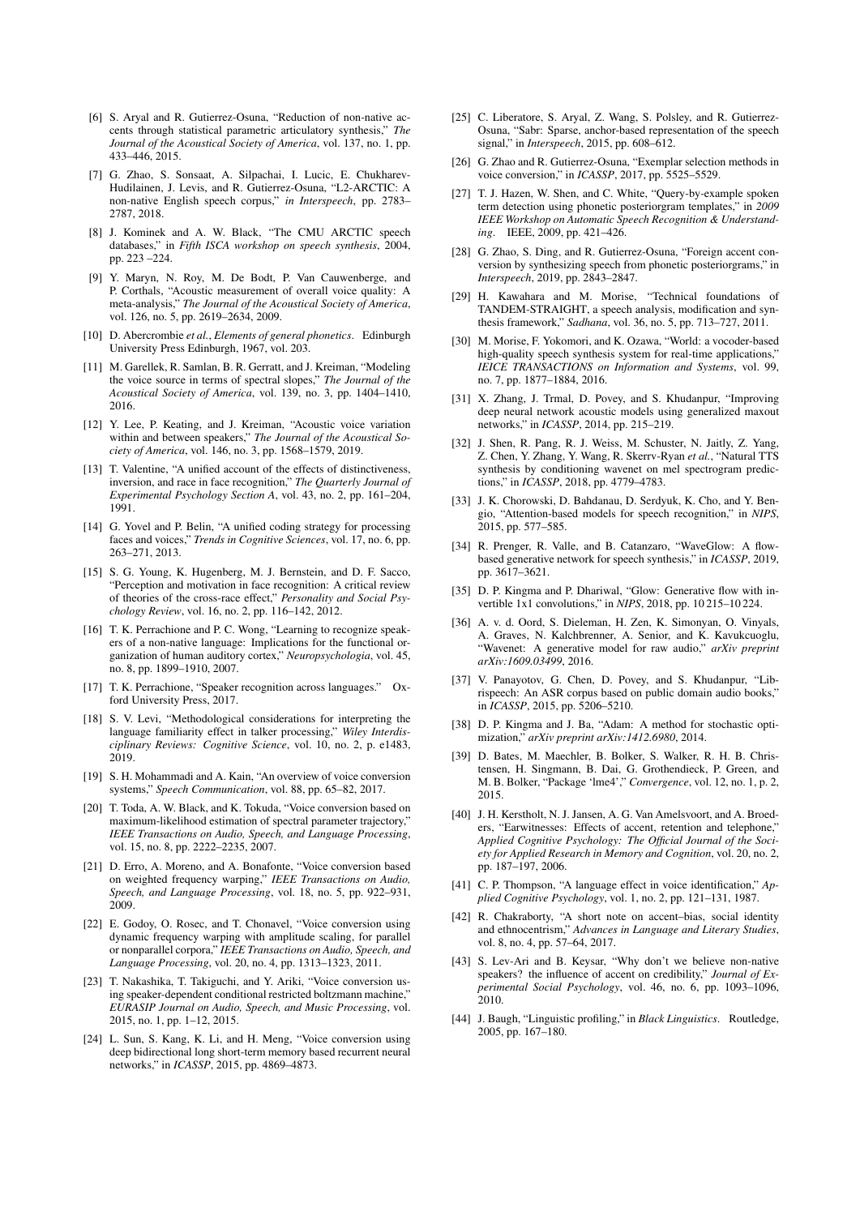[6] S. Aryal and R. Gutierrez-Osuna, "Reduction of non-native accents through statistical parametric articulatory synthesis," *The Journal of the Acoustical Society of America*, vol. 137, no. 1, pp. 433–446, 2015.

[7] G. Zhao, S. Sonsaat, A. Silpachai, I. Lucic, E. Chukharev-Hudilainen, J. Levis, and R. Gutierrez-Osuna, "L2-ARCTIC: A non-native English speech corpus," *in Interspeech*, pp. 2783–2787, 2018.

[8] J. Kominek and A. W. Black, "The CMU ARCTIC speech databases," in *Fifth ISCA workshop on speech synthesis*, 2004, pp. 223 –224.

[9] Y. Maryn, N. Roy, M. De Bodt, P. Van Cauwenberge, and P. Corthals, "Acoustic measurement of overall voice quality: A meta-analysis," *The Journal of the Acoustical Society of America*, vol. 126, no. 5, pp. 2619–2634, 2009.

[10] D. Abercrombie *et al.*, *Elements of general phonetics*. Edinburgh University Press Edinburgh, 1967, vol. 203.

[11] M. Garellek, R. Samlan, B. R. Gerratt, and J. Kreiman, "Modeling the voice source in terms of spectral slopes," *The Journal of the Acoustical Society of America*, vol. 139, no. 3, pp. 1404–1410, 2016.

[12] Y. Lee, P. Keating, and J. Kreiman, "Acoustic voice variation within and between speakers," *The Journal of the Acoustical Society of America*, vol. 146, no. 3, pp. 1568–1579, 2019.

[13] T. Valentine, "A unified account of the effects of distinctiveness, inversion, and race in face recognition," *The Quarterly Journal of Experimental Psychology Section A*, vol. 43, no. 2, pp. 161–204, 1991.

[14] G. Yovel and P. Belin, "A unified coding strategy for processing faces and voices," *Trends in Cognitive Sciences*, vol. 17, no. 6, pp. 263–271, 2013.

[15] S. G. Young, K. Hugenberg, M. J. Bernstein, and D. F. Sacco, "Perception and motivation in face recognition: A critical review of theories of the cross-race effect," *Personality and Social Psychology Review*, vol. 16, no. 2, pp. 116–142, 2012.

[16] T. K. Perrachione and P. C. Wong, "Learning to recognize speakers of a non-native language: Implications for the functional organization of human auditory cortex," *Neuropsychologia*, vol. 45, no. 8, pp. 1899–1910, 2007.

[17] T. K. Perrachione, "Speaker recognition across languages." Oxford University Press, 2017.

[18] S. V. Levi, "Methodological considerations for interpreting the language familiarity effect in talker processing," *Wiley Interdisciplinary Reviews: Cognitive Science*, vol. 10, no. 2, p. e1483, 2019.

[19] S. H. Mohammadi and A. Kain, "An overview of voice conversion systems," *Speech Communication*, vol. 88, pp. 65–82, 2017.

[20] T. Toda, A. W. Black, and K. Tokuda, "Voice conversion based on maximum-likelihood estimation of spectral parameter trajectory," *IEEE Transactions on Audio, Speech, and Language Processing*, vol. 15, no. 8, pp. 2222–2235, 2007.

[21] D. Erro, A. Moreno, and A. Bonafonte, "Voice conversion based on weighted frequency warping," *IEEE Transactions on Audio, Speech, and Language Processing*, vol. 18, no. 5, pp. 922–931, 2009.

[22] E. Godoy, O. Rosec, and T. Chonavel, "Voice conversion using dynamic frequency warping with amplitude scaling, for parallel or nonparallel corpora," *IEEE Transactions on Audio, Speech, and Language Processing*, vol. 20, no. 4, pp. 1313–1323, 2011.

[23] T. Nakashika, T. Takiguchi, and Y. Ariki, "Voice conversion using speaker-dependent conditional restricted boltzmann machine," *EURASIP Journal on Audio, Speech, and Music Processing*, vol. 2015, no. 1, pp. 1–12, 2015.

[24] L. Sun, S. Kang, K. Li, and H. Meng, "Voice conversion using deep bidirectional long short-term memory based recurrent neural networks," in *ICASSP*, 2015, pp. 4869–4873.

[25] C. Liberatore, S. Aryal, Z. Wang, S. Polsley, and R. Gutierrez-Osuna, "Sabr: Sparse, anchor-based representation of the speech signal," in *Interspeech*, 2015, pp. 608–612.

[26] G. Zhao and R. Gutierrez-Osuna, "Exemplar selection methods in voice conversion," in *ICASSP*, 2017, pp. 5525–5529.

[27] T. J. Hazen, W. Shen, and C. White, "Query-by-example spoken term detection using phonetic posteriorgram templates," in *2009 IEEE Workshop on Automatic Speech Recognition & Understanding*. IEEE, 2009, pp. 421–426.

[28] G. Zhao, S. Ding, and R. Gutierrez-Osuna, "Foreign accent conversion by synthesizing speech from phonetic posteriorgrams," in *Interspeech*, 2019, pp. 2843–2847.

[29] H. Kawahara and M. Morise, "Technical foundations of TANDEM-STRAIGHT, a speech analysis, modification and synthesis framework," *Sadhana*, vol. 36, no. 5, pp. 713–727, 2011.

[30] M. Morise, F. Yokomori, and K. Ozawa, "World: a vocoder-based high-quality speech synthesis system for real-time applications," *IEICE TRANSACTIONS on Information and Systems*, vol. 99, no. 7, pp. 1877–1884, 2016.

[31] X. Zhang, J. Trmal, D. Povey, and S. Khudanpur, "Improving deep neural network acoustic models using generalized maxout networks," in *ICASSP*, 2014, pp. 215–219.

[32] J. Shen, R. Pang, R. J. Weiss, M. Schuster, N. Jaitly, Z. Yang, Z. Chen, Y. Zhang, Y. Wang, R. Skerrv-Ryan *et al.*, "Natural TTS synthesis by conditioning wavenet on mel spectrogram predictions," in *ICASSP*, 2018, pp. 4779–4783.

[33] J. K. Chorowski, D. Bahdanau, D. Serdyuk, K. Cho, and Y. Bengio, "Attention-based models for speech recognition," in *NIPS*, 2015, pp. 577–585.

[34] R. Prenger, R. Valle, and B. Catanzaro, "WaveGlow: A flow-based generative network for speech synthesis," in *ICASSP*, 2019, pp. 3617–3621.

[35] D. P. Kingma and P. Dhariwal, "Glow: Generative flow with invertible 1x1 convolutions," in *NIPS*, 2018, pp. 10 215–10 224.

[36] A. v. d. Oord, S. Dieleman, H. Zen, K. Simonyan, O. Vinyals, A. Graves, N. Kalchbrenner, A. Senior, and K. Kavukcuoglu, "Wavenet: A generative model for raw audio," *arXiv preprint arXiv:1609.03499*, 2016.

[37] V. Panayotov, G. Chen, D. Povey, and S. Khudanpur, "Librispeech: An ASR corpus based on public domain audio books," in *ICASSP*, 2015, pp. 5206–5210.

[38] D. P. Kingma and J. Ba, "Adam: A method for stochastic optimization," *arXiv preprint arXiv:1412.6980*, 2014.

[39] D. Bates, M. Maechler, B. Bolker, S. Walker, R. H. B. Christensen, H. Singmann, B. Dai, G. Grothendieck, P. Green, and M. B. Bolker, "Package 'lme4'," *Convergence*, vol. 12, no. 1, p. 2, 2015.

[40] J. H. Kerstholt, N. J. Jansen, A. G. Van Amelsvoort, and A. Broeders, "Earwitnesses: Effects of accent, retention and telephone," *Applied Cognitive Psychology: The Official Journal of the Society for Applied Research in Memory and Cognition*, vol. 20, no. 2, pp. 187–197, 2006.

[41] C. P. Thompson, "A language effect in voice identification," *Applied Cognitive Psychology*, vol. 1, no. 2, pp. 121–131, 1987.

[42] R. Chakraborty, "A short note on accent–bias, social identity and ethnocentrism," *Advances in Language and Literary Studies*, vol. 8, no. 4, pp. 57–64, 2017.

[43] S. Lev-Ari and B. Keysar, "Why don't we believe non-native speakers? the influence of accent on credibility," *Journal of Experimental Social Psychology*, vol. 46, no. 6, pp. 1093–1096, 2010.

[44] J. Baugh, "Linguistic profiling," in *Black Linguistics*. Routledge, 2005, pp. 167–180.